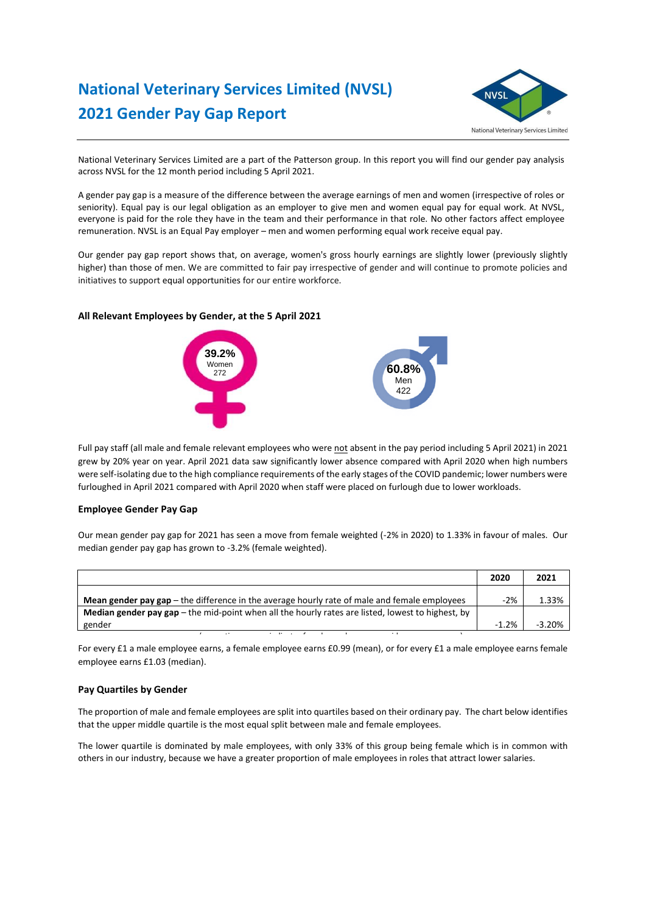# National Veterinary Services Limited (NVSL)
# 2021 Gender Pay Gap Report

National Veterinary Services Limited are a part of the Patterson group. In this report you will find our gender pay analysis across NVSL for the 12 month period including 5 April 2021.

A gender pay gap is a measure of the difference between the average earnings of men and women (irrespective of roles or seniority). Equal pay is our legal obligation as an employer to give men and women equal pay for equal work. At NVSL, everyone is paid for the role they have in the team and their performance in that role. No other factors affect employee remuneration. NVSL is an Equal Pay employer – men and women performing equal work receive equal pay.

Our gender pay gap report shows that, on average, women's gross hourly earnings are slightly lower (previously slightly higher) than those of men. We are committed to fair pay irrespective of gender and will continue to promote policies and initiatives to support equal opportunities for our entire workforce.

### All Relevant Employees by Gender, at the 5 April 2021

39.2% Women 272

60.8% Men 422

Full pay staff (all male and female relevant employees who were not absent in the pay period including 5 April 2021) in 2021 grew by 20% year on year. April 2021 data saw significantly lower absence compared with April 2020 when high numbers were self-isolating due to the high compliance requirements of the early stages of the COVID pandemic; lower numbers were furloughed in April 2021 compared with April 2020 when staff were placed on furlough due to lower workloads.

### Employee Gender Pay Gap

Our mean gender pay gap for 2021 has seen a move from female weighted (-2% in 2020) to 1.33% in favour of males. Our median gender pay gap has grown to -3.2% (female weighted).

| | 2020 | 2021 |
|---|---|---|
| **Mean gender pay gap** – the difference in the average hourly rate of male and female employees | -2% | 1.33% |
| **Median gender pay gap** – the mid-point when all the hourly rates are listed, lowest to highest, by gender | -1.2% | -3.20% |

For every £1 a male employee earns, a female employee earns £0.99 (mean), or for every £1 a male employee earns female employee earns £1.03 (median).

### Pay Quartiles by Gender

The proportion of male and female employees are split into quartiles based on their ordinary pay. The chart below identifies that the upper middle quartile is the most equal split between male and female employees.

The lower quartile is dominated by male employees, with only 33% of this group being female which is in common with others in our industry, because we have a greater proportion of male employees in roles that attract lower salaries.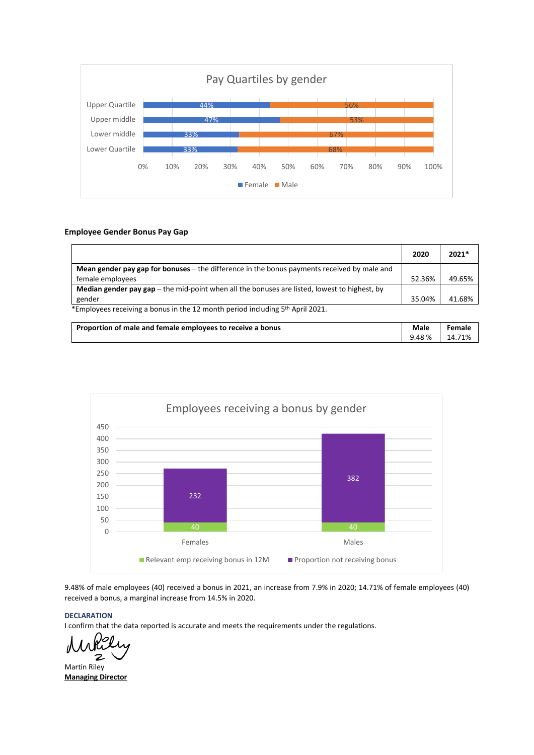Pay Quartiles by gender

Upper Quartile 44% 56%

Upper middle 47% 53%

Lower middle 33% 67%

Lower Quartile 33% 68%

0% 10% 20% 30% 40% 50% 60% 70% 80% 90% 100%

Female Male

**Employee Gender Bonus Pay Gap**

| | 2020 | 2021* |
|---|---|---|
| **Mean gender pay gap for bonuses** – the difference in the bonus payments received by male and female employees | 52.36% | 49.65% |
| **Median gender pay gap** – the mid-point when all the bonuses are listed, lowest to highest, by gender | 35.04% | 41.68% |

*Employees receiving a bonus in the 12 month period including 5th April 2021.

| **Proportion of male and female employees to receive a bonus** | **Male** | **Female** |
|---|---|---|
| | 9.48 % | 14.71% |

Employees receiving a bonus by gender

450 400 350 300 250 200 150 100 50 0

Females: 232, 40

Males: 382, 40

Relevant emp receiving bonus in 12M Proportion not receiving bonus

9.48% of male employees (40) received a bonus in 2021, an increase from 7.9% in 2020; 14.71% of female employees (40) received a bonus, a marginal increase from 14.5% in 2020.

**DECLARATION**

I confirm that the data reported is accurate and meets the requirements under the regulations.

Martin Riley

**Managing Director**